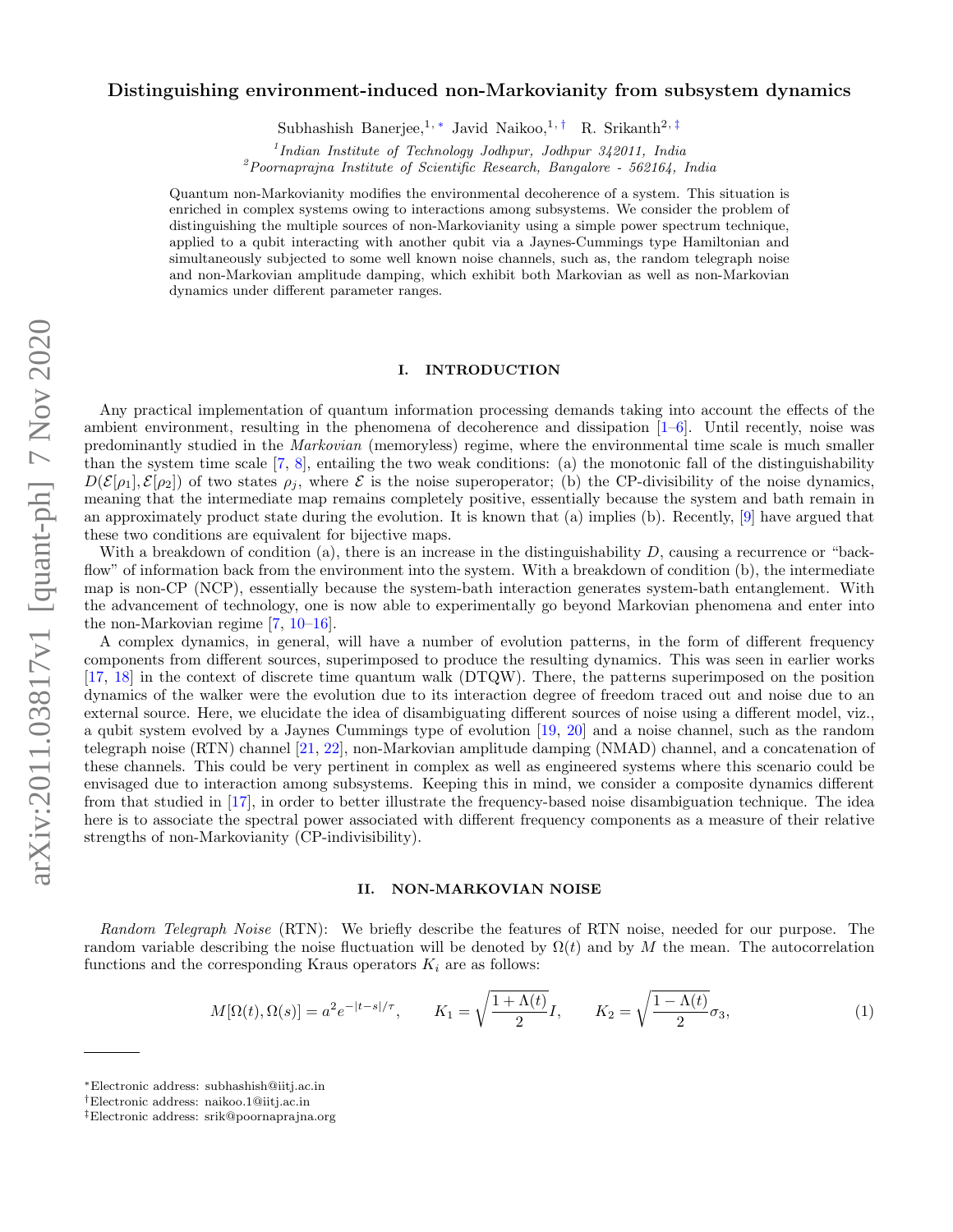# Distinguishing environment-induced non-Markovianity from subsystem dynamics

Subhashish Banerjee,[1,*] Javid Naikoo,[1,†] R. Srikanth[2,‡]

[1] *Indian Institute of Technology Jodhpur, Jodhpur 342011, India*
[2] *Poornaprajna Institute of Scientific Research, Bangalore - 562164, India*

Quantum non-Markovianity modifies the environmental decoherence of a system. This situation is enriched in complex systems owing to interactions among subsystems. We consider the problem of distinguishing the multiple sources of non-Markovianity using a simple power spectrum technique, applied to a qubit interacting with another qubit via a Jaynes-Cummings type Hamiltonian and simultaneously subjected to some well known noise channels, such as, the random telegraph noise and non-Markovian amplitude damping, which exhibit both Markovian as well as non-Markovian dynamics under different parameter ranges.

## I. INTRODUCTION

Any practical implementation of quantum information processing demands taking into account the effects of the ambient environment, resulting in the phenomena of decoherence and dissipation [1–6]. Until recently, noise was predominantly studied in the *Markovian* (memoryless) regime, where the environmental time scale is much smaller than the system time scale [7, 8], entailing the two weak conditions: (a) the monotonic fall of the distinguishability $D(\mathcal{E}[\rho_1], \mathcal{E}[\rho_2])$ of two states $\rho_j$, where $\mathcal{E}$ is the noise superoperator; (b) the CP-divisibility of the noise dynamics, meaning that the intermediate map remains completely positive, essentially because the system and bath remain in an approximately product state during the evolution. It is known that (a) implies (b). Recently, [9] have argued that these two conditions are equivalent for bijective maps.

With a breakdown of condition (a), there is an increase in the distinguishability $D$, causing a recurrence or "backflow" of information back from the environment into the system. With a breakdown of condition (b), the intermediate map is non-CP (NCP), essentially because the system-bath interaction generates system-bath entanglement. With the advancement of technology, one is now able to experimentally go beyond Markovian phenomena and enter into the non-Markovian regime [7, 10–16].

A complex dynamics, in general, will have a number of evolution patterns, in the form of different frequency components from different sources, superimposed to produce the resulting dynamics. This was seen in earlier works [17, 18] in the context of discrete time quantum walk (DTQW). There, the patterns superimposed on the position dynamics of the walker were the evolution due to its interaction degree of freedom traced out and noise due to an external source. Here, we elucidate the idea of disambiguating different sources of noise using a different model, viz., a qubit system evolved by a Jaynes Cummings type of evolution [19, 20] and a noise channel, such as the random telegraph noise (RTN) channel [21, 22], non-Markovian amplitude damping (NMAD) channel, and a concatenation of these channels. This could be very pertinent in complex as well as engineered systems where this scenario could be envisaged due to interaction among subsystems. Keeping this in mind, we consider a composite dynamics different from that studied in [17], in order to better illustrate the frequency-based noise disambiguation technique. The idea here is to associate the spectral power associated with different frequency components as a measure of their relative strengths of non-Markovianity (CP-indivisibility).

## II. NON-MARKOVIAN NOISE

*Random Telegraph Noise* (RTN): We briefly describe the features of RTN noise, needed for our purpose. The random variable describing the noise fluctuation will be denoted by $\Omega(t)$ and by $M$ the mean. The autocorrelation functions and the corresponding Kraus operators $K_i$ are as follows:

$$M[\Omega(t), \Omega(s)] = a^2 e^{-|t-s|/\tau}, \qquad K_1 = \sqrt{\frac{1+\Lambda(t)}{2}} I, \qquad K_2 = \sqrt{\frac{1-\Lambda(t)}{2}} \sigma_3, \tag{1}$$

*Electronic address: subhashish@iitj.ac.in
†Electronic address: naikoo.1@iitj.ac.in
‡Electronic address: srik@poornaprajna.org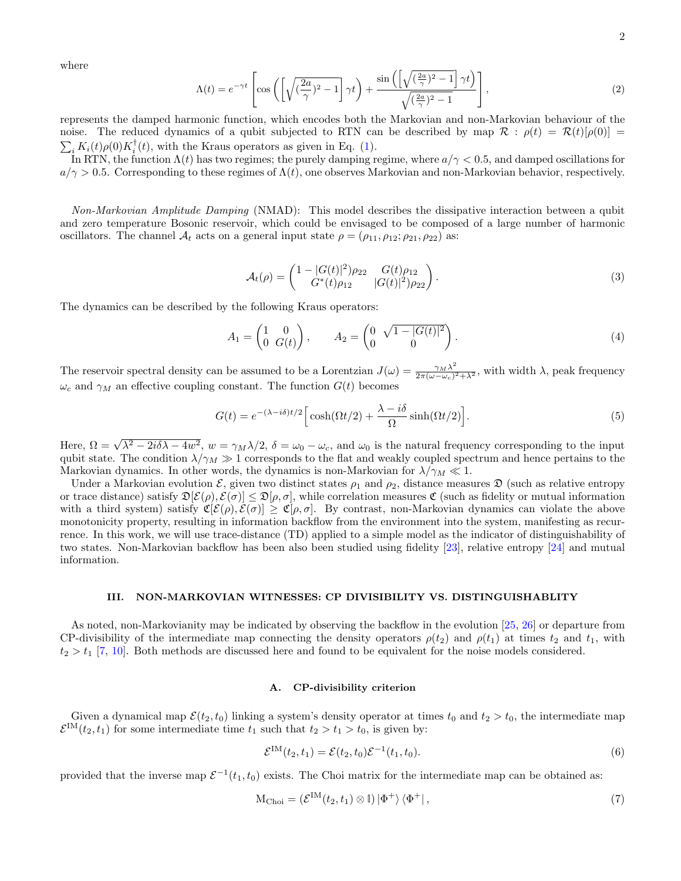where

$$\Lambda(t) = e^{-\gamma t}\left[\cos\left(\left[\sqrt{(\frac{2a}{\gamma})^2-1}\right]\gamma t\right) + \frac{\sin\left(\left[\sqrt{(\frac{2a}{\gamma})^2-1}\right]\gamma t\right)}{\sqrt{(\frac{2a}{\gamma})^2-1}}\right], \tag{2}$$

represents the damped harmonic function, which encodes both the Markovian and non-Markovian behaviour of the noise. The reduced dynamics of a qubit subjected to RTN can be described by map $\mathcal{R} : \rho(t) = \mathcal{R}(t)[\rho(0)] = \sum_i K_i(t)\rho(0)K_i^\dagger(t)$, with the Kraus operators as given in Eq. (1).

In RTN, the function $\Lambda(t)$ has two regimes; the purely damping regime, where $a/\gamma < 0.5$, and damped oscillations for $a/\gamma > 0.5$. Corresponding to these regimes of $\Lambda(t)$, one observes Markovian and non-Markovian behavior, respectively.

*Non-Markovian Amplitude Damping* (NMAD): This model describes the dissipative interaction between a qubit and zero temperature Bosonic reservoir, which could be envisaged to be composed of a large number of harmonic oscillators. The channel $\mathcal{A}_t$ acts on a general input state $\rho = (\rho_{11}, \rho_{12}; \rho_{21}, \rho_{22})$ as:

$$\mathcal{A}_t(\rho) = \begin{pmatrix} 1-|G(t)|^2)\rho_{22} & G(t)\rho_{12} \\ G^*(t)\rho_{12} & |G(t)|^2)\rho_{22} \end{pmatrix}. \tag{3}$$

The dynamics can be described by the following Kraus operators:

$$A_1 = \begin{pmatrix} 1 & 0 \\ 0 & G(t) \end{pmatrix}, \qquad A_2 = \begin{pmatrix} 0 & \sqrt{1-|G(t)|^2} \\ 0 & 0 \end{pmatrix}. \tag{4}$$

The reservoir spectral density can be assumed to be a Lorentzian $J(\omega) = \frac{\gamma_M \lambda^2}{2\pi(\omega-\omega_c)^2+\lambda^2}$, with width $\lambda$, peak frequency $\omega_c$ and $\gamma_M$ an effective coupling constant. The function $G(t)$ becomes

$$G(t) = e^{-(\lambda-i\delta)t/2}\Big[\cosh(\Omega t/2) + \frac{\lambda-i\delta}{\Omega}\sinh(\Omega t/2)\Big]. \tag{5}$$

Here, $\Omega = \sqrt{\lambda^2 - 2i\delta\lambda - 4w^2}$, $w = \gamma_M\lambda/2$, $\delta = \omega_0 - \omega_c$, and $\omega_0$ is the natural frequency corresponding to the input qubit state. The condition $\lambda/\gamma_M \gg 1$ corresponds to the flat and weakly coupled spectrum and hence pertains to the Markovian dynamics. In other words, the dynamics is non-Markovian for $\lambda/\gamma_M \ll 1$.

Under a Markovian evolution $\mathcal{E}$, given two distinct states $\rho_1$ and $\rho_2$, distance measures $\mathfrak{D}$ (such as relative entropy or trace distance) satisfy $\mathfrak{D}[\mathcal{E}(\rho), \mathcal{E}(\sigma)] \leq \mathfrak{D}[\rho, \sigma]$, while correlation measures $\mathfrak{C}$ (such as fidelity or mutual information with a third system) satisfy $\mathfrak{C}[\mathcal{E}(\rho), \mathcal{E}(\sigma)] \geq \mathfrak{C}[\rho, \sigma]$. By contrast, non-Markovian dynamics can violate the above monotonicity property, resulting in information backflow from the environment into the system, manifesting as recurrence. In this work, we will use trace-distance (TD) applied to a simple model as the indicator of distinguishability of two states. Non-Markovian backflow has been also been studied using fidelity [23], relative entropy [24] and mutual information.

## III. NON-MARKOVIAN WITNESSES: CP DIVISIBILITY VS. DISTINGUISHABLITY

As noted, non-Markovianity may be indicated by observing the backflow in the evolution [25, 26] or departure from CP-divisibility of the intermediate map connecting the density operators $\rho(t_2)$ and $\rho(t_1)$ at times $t_2$ and $t_1$, with $t_2 > t_1$ [7, 10]. Both methods are discussed here and found to be equivalent for the noise models considered.

### A. CP-divisibility criterion

Given a dynamical map $\mathcal{E}(t_2, t_0)$ linking a system's density operator at times $t_0$ and $t_2 > t_0$, the intermediate map $\mathcal{E}^{\text{IM}}(t_2, t_1)$ for some intermediate time $t_1$ such that $t_2 > t_1 > t_0$, is given by:

$$\mathcal{E}^{\text{IM}}(t_2, t_1) = \mathcal{E}(t_2, t_0)\mathcal{E}^{-1}(t_1, t_0). \tag{6}$$

provided that the inverse map $\mathcal{E}^{-1}(t_1, t_0)$ exists. The Choi matrix for the intermediate map can be obtained as:

$$\text{M}_{\text{Choi}} = (\mathcal{E}^{\text{IM}}(t_2, t_1) \otimes \mathbb{I}) \left|\Phi^+\right\rangle \left\langle\Phi^+\right|, \tag{7}$$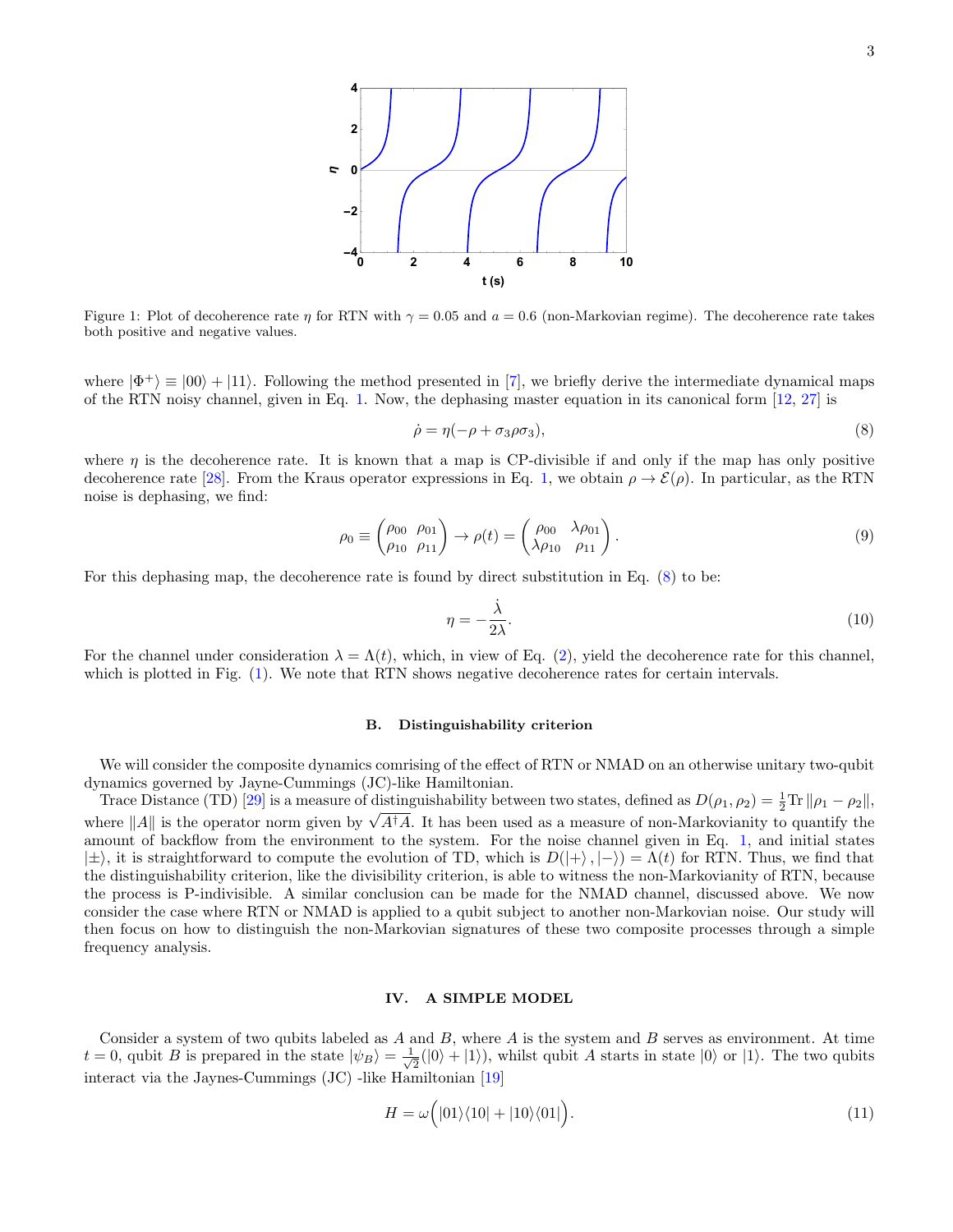Figure 1: Plot of decoherence rate $\eta$ for RTN with $\gamma = 0.05$ and $a = 0.6$ (non-Markovian regime). The decoherence rate takes both positive and negative values.

where $|\Phi^+\rangle \equiv |00\rangle + |11\rangle$. Following the method presented in [7], we briefly derive the intermediate dynamical maps of the RTN noisy channel, given in Eq. 1. Now, the dephasing master equation in its canonical form [12, 27] is

$$\dot{\rho} = \eta(-\rho + \sigma_3 \rho \sigma_3), \tag{8}$$

where $\eta$ is the decoherence rate. It is known that a map is CP-divisible if and only if the map has only positive decoherence rate [28]. From the Kraus operator expressions in Eq. 1, we obtain $\rho \to \mathcal{E}(\rho)$. In particular, as the RTN noise is dephasing, we find:

$$\rho_0 \equiv \begin{pmatrix} \rho_{00} & \rho_{01} \\ \rho_{10} & \rho_{11} \end{pmatrix} \to \rho(t) = \begin{pmatrix} \rho_{00} & \lambda\rho_{01} \\ \lambda\rho_{10} & \rho_{11} \end{pmatrix}. \tag{9}$$

For this dephasing map, the decoherence rate is found by direct substitution in Eq. (8) to be:

$$\eta = -\frac{\dot{\lambda}}{2\lambda}. \tag{10}$$

For the channel under consideration $\lambda = \Lambda(t)$, which, in view of Eq. (2), yield the decoherence rate for this channel, which is plotted in Fig. (1). We note that RTN shows negative decoherence rates for certain intervals.

### B. Distinguishability criterion

We will consider the composite dynamics comrising of the effect of RTN or NMAD on an otherwise unitary two-qubit dynamics governed by Jayne-Cummings (JC)-like Hamiltonian.

Trace Distance (TD) [29] is a measure of distinguishability between two states, defined as $D(\rho_1, \rho_2) = \frac{1}{2}\text{Tr}\,\|\rho_1 - \rho_2\|$, where $\|A\|$ is the operator norm given by $\sqrt{A^\dagger A}$. It has been used as a measure of non-Markovianity to quantify the amount of backflow from the environment to the system. For the noise channel given in Eq. 1, and initial states $|\pm\rangle$, it is straightforward to compute the evolution of TD, which is $D(|+\rangle, |-\rangle) = \Lambda(t)$ for RTN. Thus, we find that the distinguishability criterion, like the divisibility criterion, is able to witness the non-Markovianity of RTN, because the process is P-indivisible. A similar conclusion can be made for the NMAD channel, discussed above. We now consider the case where RTN or NMAD is applied to a qubit subject to another non-Markovian noise. Our study will then focus on how to distinguish the non-Markovian signatures of these two composite processes through a simple frequency analysis.

## IV. A SIMPLE MODEL

Consider a system of two qubits labeled as $A$ and $B$, where $A$ is the system and $B$ serves as environment. At time $t = 0$, qubit $B$ is prepared in the state $|\psi_B\rangle = \frac{1}{\sqrt{2}}(|0\rangle + |1\rangle)$, whilst qubit $A$ starts in state $|0\rangle$ or $|1\rangle$. The two qubits interact via the Jaynes-Cummings (JC) -like Hamiltonian [19]

$$H = \omega\Big(|01\rangle\langle 10| + |10\rangle\langle 01|\Big). \tag{11}$$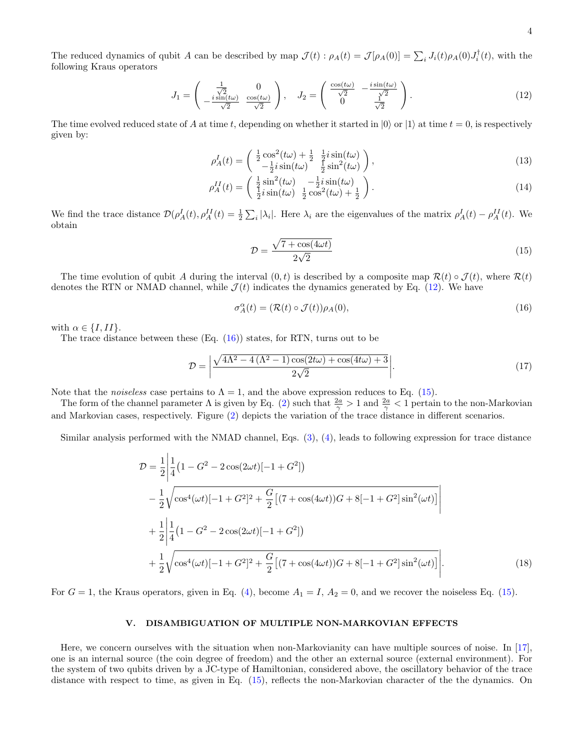The reduced dynamics of qubit $A$ can be described by map $\mathcal{J}(t) : \rho_A(t) = \mathcal{J}[\rho_A(0)] = \sum_i J_i(t)\rho_A(0)J_i^\dagger(t)$, with the following Kraus operators

$$J_1 = \begin{pmatrix} \frac{1}{\sqrt{2}} & 0 \\ -\frac{i\sin(t\omega)}{\sqrt{2}} & \frac{\cos(t\omega)}{\sqrt{2}} \end{pmatrix}, \quad J_2 = \begin{pmatrix} \frac{\cos(t\omega)}{\sqrt{2}} & -\frac{i\sin(t\omega)}{\sqrt{2}} \\ 0 & \frac{1}{\sqrt{2}} \end{pmatrix}. \tag{12}$$

The time evolved reduced state of $A$ at time $t$, depending on whether it started in $|0\rangle$ or $|1\rangle$ at time $t=0$, is respectively given by:

$$\rho_A^I(t) = \begin{pmatrix} \frac{1}{2}\cos^2(t\omega) + \frac{1}{2} & \frac{1}{2}i\sin(t\omega) \\ -\frac{1}{2}i\sin(t\omega) & \frac{1}{2}\sin^2(t\omega) \end{pmatrix}, \tag{13}$$

$$\rho_A^{II}(t) = \begin{pmatrix} \frac{1}{2}\sin^2(t\omega) & -\frac{1}{2}i\sin(t\omega) \\ \frac{1}{2}i\sin(t\omega) & \frac{1}{2}\cos^2(t\omega) + \frac{1}{2} \end{pmatrix}. \tag{14}$$

We find the trace distance $\mathcal{D}(\rho_A^I(t), \rho_A^{II}(t) = \frac{1}{2}\sum_i |\lambda_i|$. Here $\lambda_i$ are the eigenvalues of the matrix $\rho_A^I(t) - \rho_A^{II}(t)$. We obtain

$$\mathcal{D} = \frac{\sqrt{7 + \cos(4\omega t)}}{2\sqrt{2}} \tag{15}$$

The time evolution of qubit $A$ during the interval $(0,t)$ is described by a composite map $\mathcal{R}(t) \circ \mathcal{J}(t)$, where $\mathcal{R}(t)$ denotes the RTN or NMAD channel, while $\mathcal{J}(t)$ indicates the dynamics generated by Eq. (12). We have

$$\sigma_A^\alpha(t) = (\mathcal{R}(t) \circ \mathcal{J}(t))\rho_A(0), \tag{16}$$

with $\alpha \in \{I, II\}$.

The trace distance between these (Eq. (16)) states, for RTN, turns out to be

$$\mathcal{D} = \left| \frac{\sqrt{4\Lambda^2 - 4(\Lambda^2 - 1)\cos(2t\omega) + \cos(4t\omega) + 3}}{2\sqrt{2}} \right|. \tag{17}$$

Note that the *noiseless* case pertains to $\Lambda = 1$, and the above expression reduces to Eq. (15).

The form of the channel parameter $\Lambda$ is given by Eq. (2) such that $\frac{2a}{\gamma} > 1$ and $\frac{2a}{\gamma} < 1$ pertain to the non-Markovian and Markovian cases, respectively. Figure (2) depicts the variation of the trace distance in different scenarios.

Similar analysis performed with the NMAD channel, Eqs. (3), (4), leads to following expression for trace distance

$$\begin{aligned} \mathcal{D} = \frac{1}{2}\Bigg| &\frac{1}{4}\big(1 - G^2 - 2\cos(2\omega t)[-1 + G^2]\big) \\ &- \frac{1}{2}\sqrt{\cos^4(\omega t)[-1+G^2]^2 + \frac{G}{2}\big[(7 + \cos(4\omega t))G + 8[-1+G^2]\sin^2(\omega t)\big]}\Bigg| \\ + \frac{1}{2}\Bigg| &\frac{1}{4}\big(1 - G^2 - 2\cos(2\omega t)[-1 + G^2]\big) \\ &+ \frac{1}{2}\sqrt{\cos^4(\omega t)[-1+G^2]^2 + \frac{G}{2}\big[(7 + \cos(4\omega t))G + 8[-1+G^2]\sin^2(\omega t)\big]}\Bigg|. \end{aligned} \tag{18}$$

For $G = 1$, the Kraus operators, given in Eq. (4), become $A_1 = I$, $A_2 = 0$, and we recover the noiseless Eq. (15).

## V. DISAMBIGUATION OF MULTIPLE NON-MARKOVIAN EFFECTS

Here, we concern ourselves with the situation when non-Markovianity can have multiple sources of noise. In [17], one is an internal source (the coin degree of freedom) and the other an external source (external environment). For the system of two qubits driven by a JC-type of Hamiltonian, considered above, the oscillatory behavior of the trace distance with respect to time, as given in Eq. (15), reflects the non-Markovian character of the the dynamics. On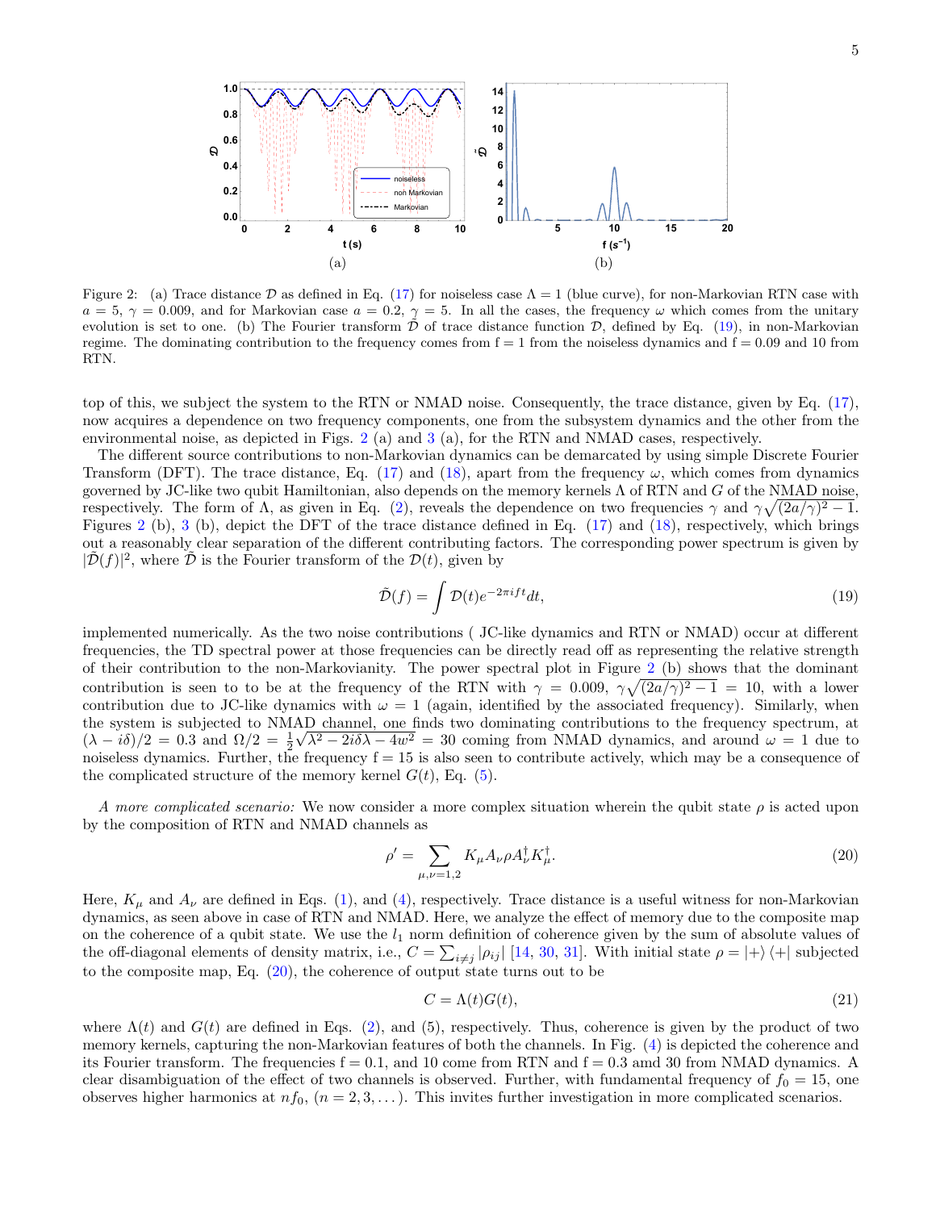Figure 2: (a) Trace distance $\mathcal{D}$ as defined in Eq. (17) for noiseless case $\Lambda = 1$ (blue curve), for non-Markovian RTN case with $a = 5$, $\gamma = 0.009$, and for Markovian case $a = 0.2$, $\gamma = 5$. In all the cases, the frequency $\omega$ which comes from the unitary evolution is set to one. (b) The Fourier transform $\tilde{\mathcal{D}}$ of trace distance function $\mathcal{D}$, defined by Eq. (19), in non-Markovian regime. The dominating contribution to the frequency comes from f = 1 from the noiseless dynamics and f = 0.09 and 10 from RTN.

top of this, we subject the system to the RTN or NMAD noise. Consequently, the trace distance, given by Eq. (17), now acquires a dependence on two frequency components, one from the subsystem dynamics and the other from the environmental noise, as depicted in Figs. 2 (a) and 3 (a), for the RTN and NMAD cases, respectively.

The different source contributions to non-Markovian dynamics can be demarcated by using simple Discrete Fourier Transform (DFT). The trace distance, Eq. (17) and (18), apart from the frequency $\omega$, which comes from dynamics governed by JC-like two qubit Hamiltonian, also depends on the memory kernels $\Lambda$ of RTN and $G$ of the NMAD noise, respectively. The form of $\Lambda$, as given in Eq. (2), reveals the dependence on two frequencies $\gamma$ and $\gamma\sqrt{(2a/\gamma)^2 - 1}$. Figures 2 (b), 3 (b), depict the DFT of the trace distance defined in Eq. (17) and (18), respectively, which brings out a reasonably clear separation of the different contributing factors. The corresponding power spectrum is given by $|\tilde{\mathcal{D}}(f)|^2$, where $\tilde{\mathcal{D}}$ is the Fourier transform of the $\mathcal{D}(t)$, given by

$$\tilde{\mathcal{D}}(f) = \int \mathcal{D}(t) e^{-2\pi i f t} dt, \tag{19}$$

implemented numerically. As the two noise contributions ( JC-like dynamics and RTN or NMAD) occur at different frequencies, the TD spectral power at those frequencies can be directly read off as representing the relative strength of their contribution to the non-Markovianity. The power spectral plot in Figure 2 (b) shows that the dominant contribution is seen to to be at the frequency of the RTN with $\gamma = 0.009$, $\gamma\sqrt{(2a/\gamma)^2 - 1} = 10$, with a lower contribution due to JC-like dynamics with $\omega = 1$ (again, identified by the associated frequency). Similarly, when the system is subjected to NMAD channel, one finds two dominating contributions to the frequency spectrum, at $(\lambda - i\delta)/2 = 0.3$ and $\Omega/2 = \frac{1}{2}\sqrt{\lambda^2 - 2i\delta\lambda - 4w^2} = 30$ coming from NMAD dynamics, and around $\omega = 1$ due to noiseless dynamics. Further, the frequency f = 15 is also seen to contribute actively, which may be a consequence of the complicated structure of the memory kernel $G(t)$, Eq. (5).

*A more complicated scenario:* We now consider a more complex situation wherein the qubit state $\rho$ is acted upon by the composition of RTN and NMAD channels as

$$\rho' = \sum_{\mu,\nu=1,2} K_\mu A_\nu \rho A_\nu^\dagger K_\mu^\dagger. \tag{20}$$

Here, $K_\mu$ and $A_\nu$ are defined in Eqs. (1), and (4), respectively. Trace distance is a useful witness for non-Markovian dynamics, as seen above in case of RTN and NMAD. Here, we analyze the effect of memory due to the composite map on the coherence of a qubit state. We use the $l_1$ norm definition of coherence given by the sum of absolute values of the off-diagonal elements of density matrix, i.e., $C = \sum_{i \neq j} |\rho_{ij}|$ [14, 30, 31]. With initial state $\rho = |+\rangle\langle+|$ subjected to the composite map, Eq. (20), the coherence of output state turns out to be

$$C = \Lambda(t) G(t), \tag{21}$$

where $\Lambda(t)$ and $G(t)$ are defined in Eqs. (2), and (5), respectively. Thus, coherence is given by the product of two memory kernels, capturing the non-Markovian features of both the channels. In Fig. (4) is depicted the coherence and its Fourier transform. The frequencies f = 0.1, and 10 come from RTN and f = 0.3 amd 30 from NMAD dynamics. A clear disambiguation of the effect of two channels is observed. Further, with fundamental frequency of $f_0 = 15$, one observes higher harmonics at $nf_0$, $(n = 2, 3, \dots)$. This invites further investigation in more complicated scenarios.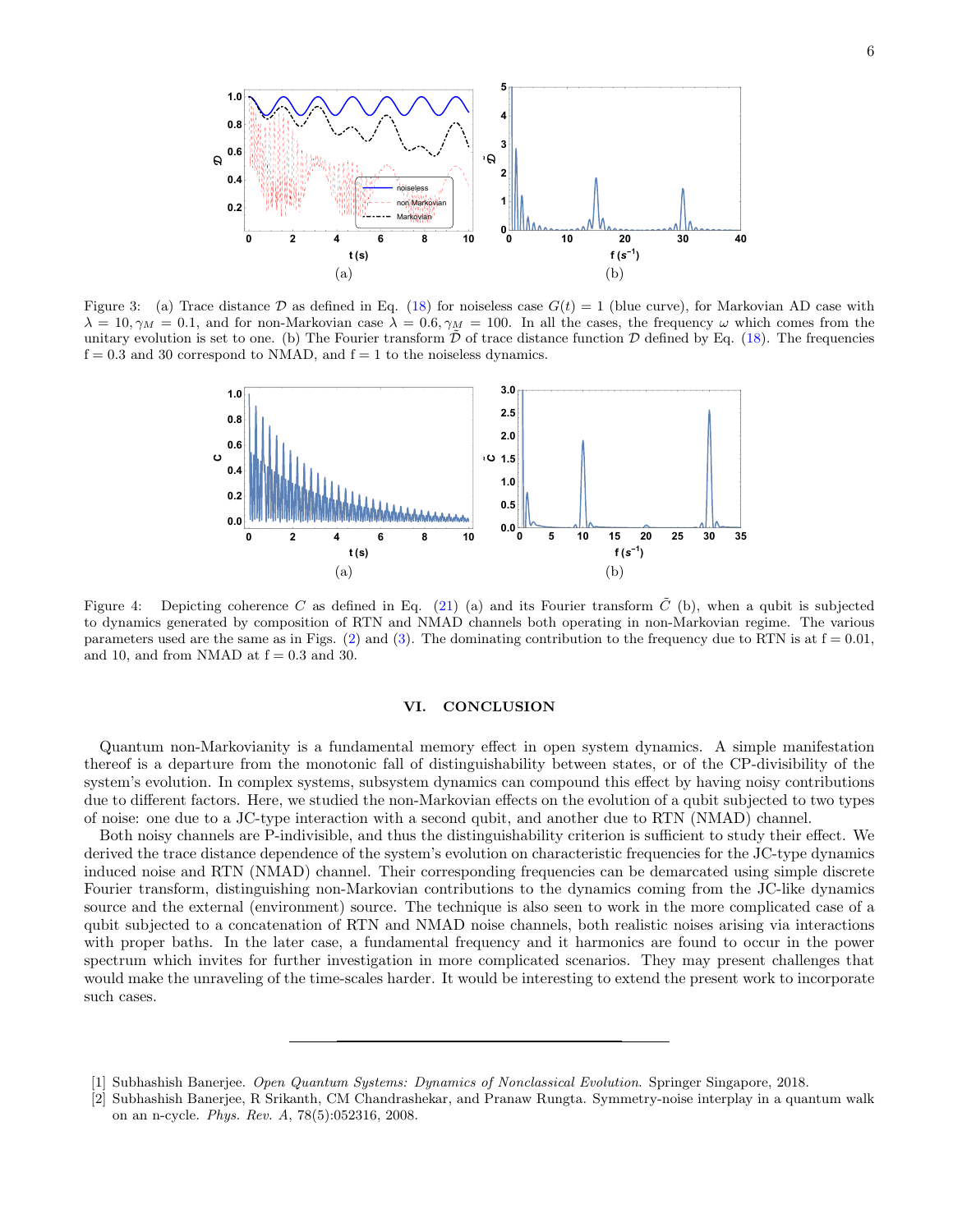Figure 3: (a) Trace distance $\mathcal{D}$ as defined in Eq. (18) for noiseless case $G(t) = 1$ (blue curve), for Markovian AD case with $\lambda = 10, \gamma_M = 0.1$, and for non-Markovian case $\lambda = 0.6, \gamma_M = 100$. In all the cases, the frequency $\omega$ which comes from the unitary evolution is set to one. (b) The Fourier transform $\tilde{\mathcal{D}}$ of trace distance function $\mathcal{D}$ defined by Eq. (18). The frequencies f = 0.3 and 30 correspond to NMAD, and f = 1 to the noiseless dynamics.

Figure 4: Depicting coherence $C$ as defined in Eq. (21) (a) and its Fourier transform $\tilde{C}$ (b), when a qubit is subjected to dynamics generated by composition of RTN and NMAD channels both operating in non-Markovian regime. The various parameters used are the same as in Figs. (2) and (3). The dominating contribution to the frequency due to RTN is at f = 0.01, and 10, and from NMAD at f = 0.3 and 30.

## VI. CONCLUSION

Quantum non-Markovianity is a fundamental memory effect in open system dynamics. A simple manifestation thereof is a departure from the monotonic fall of distinguishability between states, or of the CP-divisibility of the system's evolution. In complex systems, subsystem dynamics can compound this effect by having noisy contributions due to different factors. Here, we studied the non-Markovian effects on the evolution of a qubit subjected to two types of noise: one due to a JC-type interaction with a second qubit, and another due to RTN (NMAD) channel.

Both noisy channels are P-indivisible, and thus the distinguishability criterion is sufficient to study their effect. We derived the trace distance dependence of the system's evolution on characteristic frequencies for the JC-type dynamics induced noise and RTN (NMAD) channel. Their corresponding frequencies can be demarcated using simple discrete Fourier transform, distinguishing non-Markovian contributions to the dynamics coming from the JC-like dynamics source and the external (environment) source. The technique is also seen to work in the more complicated case of a qubit subjected to a concatenation of RTN and NMAD noise channels, both realistic noises arising via interactions with proper baths. In the later case, a fundamental frequency and it harmonics are found to occur in the power spectrum which invites for further investigation in more complicated scenarios. They may present challenges that would make the unraveling of the time-scales harder. It would be interesting to extend the present work to incorporate such cases.

---

[1] Subhashish Banerjee. *Open Quantum Systems: Dynamics of Nonclassical Evolution*. Springer Singapore, 2018.

[2] Subhashish Banerjee, R Srikanth, CM Chandrashekar, and Pranaw Rungta. Symmetry-noise interplay in a quantum walk on an n-cycle. *Phys. Rev. A*, 78(5):052316, 2008.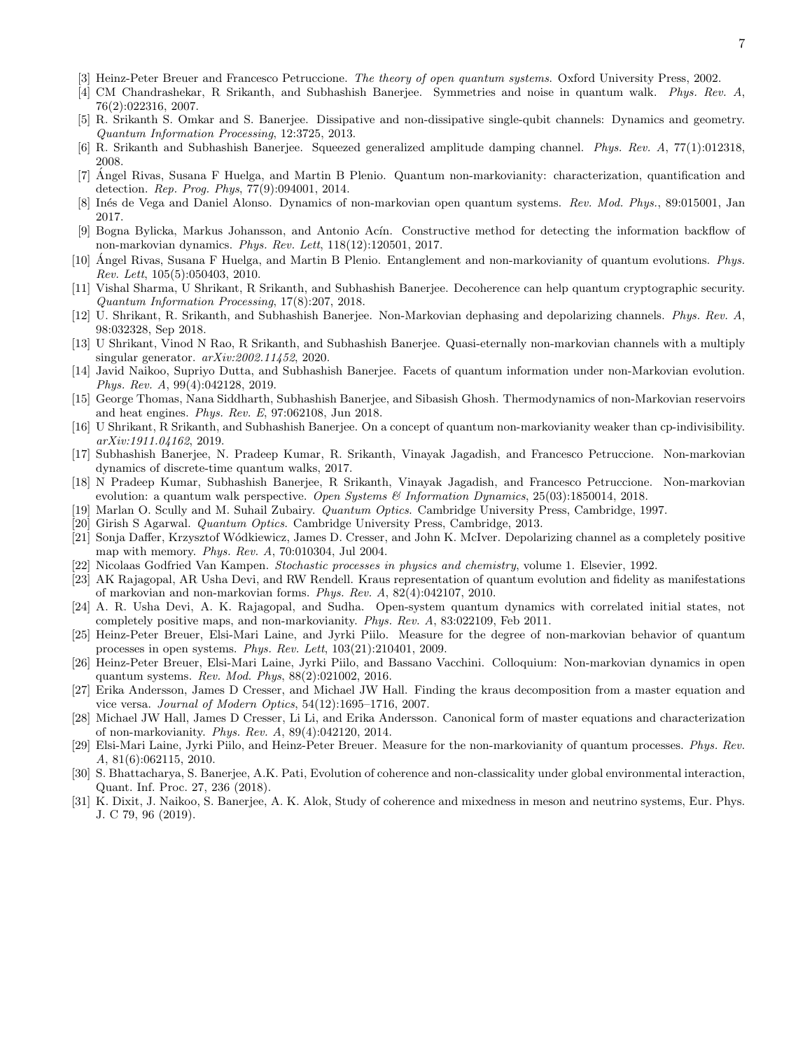[3] Heinz-Peter Breuer and Francesco Petruccione. *The theory of open quantum systems*. Oxford University Press, 2002.

[4] CM Chandrashekar, R Srikanth, and Subhashish Banerjee. Symmetries and noise in quantum walk. *Phys. Rev. A*, 76(2):022316, 2007.

[5] R. Srikanth S. Omkar and S. Banerjee. Dissipative and non-dissipative single-qubit channels: Dynamics and geometry. *Quantum Information Processing*, 12:3725, 2013.

[6] R. Srikanth and Subhashish Banerjee. Squeezed generalized amplitude damping channel. *Phys. Rev. A*, 77(1):012318, 2008.

[7] Ángel Rivas, Susana F Huelga, and Martin B Plenio. Quantum non-markovianity: characterization, quantification and detection. *Rep. Prog. Phys*, 77(9):094001, 2014.

[8] Inés de Vega and Daniel Alonso. Dynamics of non-markovian open quantum systems. *Rev. Mod. Phys.*, 89:015001, Jan 2017.

[9] Bogna Bylicka, Markus Johansson, and Antonio Acín. Constructive method for detecting the information backflow of non-markovian dynamics. *Phys. Rev. Lett*, 118(12):120501, 2017.

[10] Ángel Rivas, Susana F Huelga, and Martin B Plenio. Entanglement and non-markovianity of quantum evolutions. *Phys. Rev. Lett*, 105(5):050403, 2010.

[11] Vishal Sharma, U Shrikant, R Srikanth, and Subhashish Banerjee. Decoherence can help quantum cryptographic security. *Quantum Information Processing*, 17(8):207, 2018.

[12] U. Shrikant, R. Srikanth, and Subhashish Banerjee. Non-Markovian dephasing and depolarizing channels. *Phys. Rev. A*, 98:032328, Sep 2018.

[13] U Shrikant, Vinod N Rao, R Srikanth, and Subhashish Banerjee. Quasi-eternally non-markovian channels with a multiply singular generator. *arXiv:2002.11452*, 2020.

[14] Javid Naikoo, Supriyo Dutta, and Subhashish Banerjee. Facets of quantum information under non-Markovian evolution. *Phys. Rev. A*, 99(4):042128, 2019.

[15] George Thomas, Nana Siddharth, Subhashish Banerjee, and Sibasish Ghosh. Thermodynamics of non-Markovian reservoirs and heat engines. *Phys. Rev. E*, 97:062108, Jun 2018.

[16] U Shrikant, R Srikanth, and Subhashish Banerjee. On a concept of quantum non-markovianity weaker than cp-indivisibility. *arXiv:1911.04162*, 2019.

[17] Subhashish Banerjee, N. Pradeep Kumar, R. Srikanth, Vinayak Jagadish, and Francesco Petruccione. Non-markovian dynamics of discrete-time quantum walks, 2017.

[18] N Pradeep Kumar, Subhashish Banerjee, R Srikanth, Vinayak Jagadish, and Francesco Petruccione. Non-markovian evolution: a quantum walk perspective. *Open Systems & Information Dynamics*, 25(03):1850014, 2018.

[19] Marlan O. Scully and M. Suhail Zubairy. *Quantum Optics*. Cambridge University Press, Cambridge, 1997.

[20] Girish S Agarwal. *Quantum Optics*. Cambridge University Press, Cambridge, 2013.

[21] Sonja Daffer, Krzysztof Wódkiewicz, James D. Cresser, and John K. McIver. Depolarizing channel as a completely positive map with memory. *Phys. Rev. A*, 70:010304, Jul 2004.

[22] Nicolaas Godfried Van Kampen. *Stochastic processes in physics and chemistry*, volume 1. Elsevier, 1992.

[23] AK Rajagopal, AR Usha Devi, and RW Rendell. Kraus representation of quantum evolution and fidelity as manifestations of markovian and non-markovian forms. *Phys. Rev. A*, 82(4):042107, 2010.

[24] A. R. Usha Devi, A. K. Rajagopal, and Sudha. Open-system quantum dynamics with correlated initial states, not completely positive maps, and non-markovianity. *Phys. Rev. A*, 83:022109, Feb 2011.

[25] Heinz-Peter Breuer, Elsi-Mari Laine, and Jyrki Piilo. Measure for the degree of non-markovian behavior of quantum processes in open systems. *Phys. Rev. Lett*, 103(21):210401, 2009.

[26] Heinz-Peter Breuer, Elsi-Mari Laine, Jyrki Piilo, and Bassano Vacchini. Colloquium: Non-markovian dynamics in open quantum systems. *Rev. Mod. Phys*, 88(2):021002, 2016.

[27] Erika Andersson, James D Cresser, and Michael JW Hall. Finding the kraus decomposition from a master equation and vice versa. *Journal of Modern Optics*, 54(12):1695–1716, 2007.

[28] Michael JW Hall, James D Cresser, Li Li, and Erika Andersson. Canonical form of master equations and characterization of non-markovianity. *Phys. Rev. A*, 89(4):042120, 2014.

[29] Elsi-Mari Laine, Jyrki Piilo, and Heinz-Peter Breuer. Measure for the non-markovianity of quantum processes. *Phys. Rev. A*, 81(6):062115, 2010.

[30] S. Bhattacharya, S. Banerjee, A.K. Pati, Evolution of coherence and non-classicality under global environmental interaction, Quant. Inf. Proc. 27, 236 (2018).

[31] K. Dixit, J. Naikoo, S. Banerjee, A. K. Alok, Study of coherence and mixedness in meson and neutrino systems, Eur. Phys. J. C 79, 96 (2019).